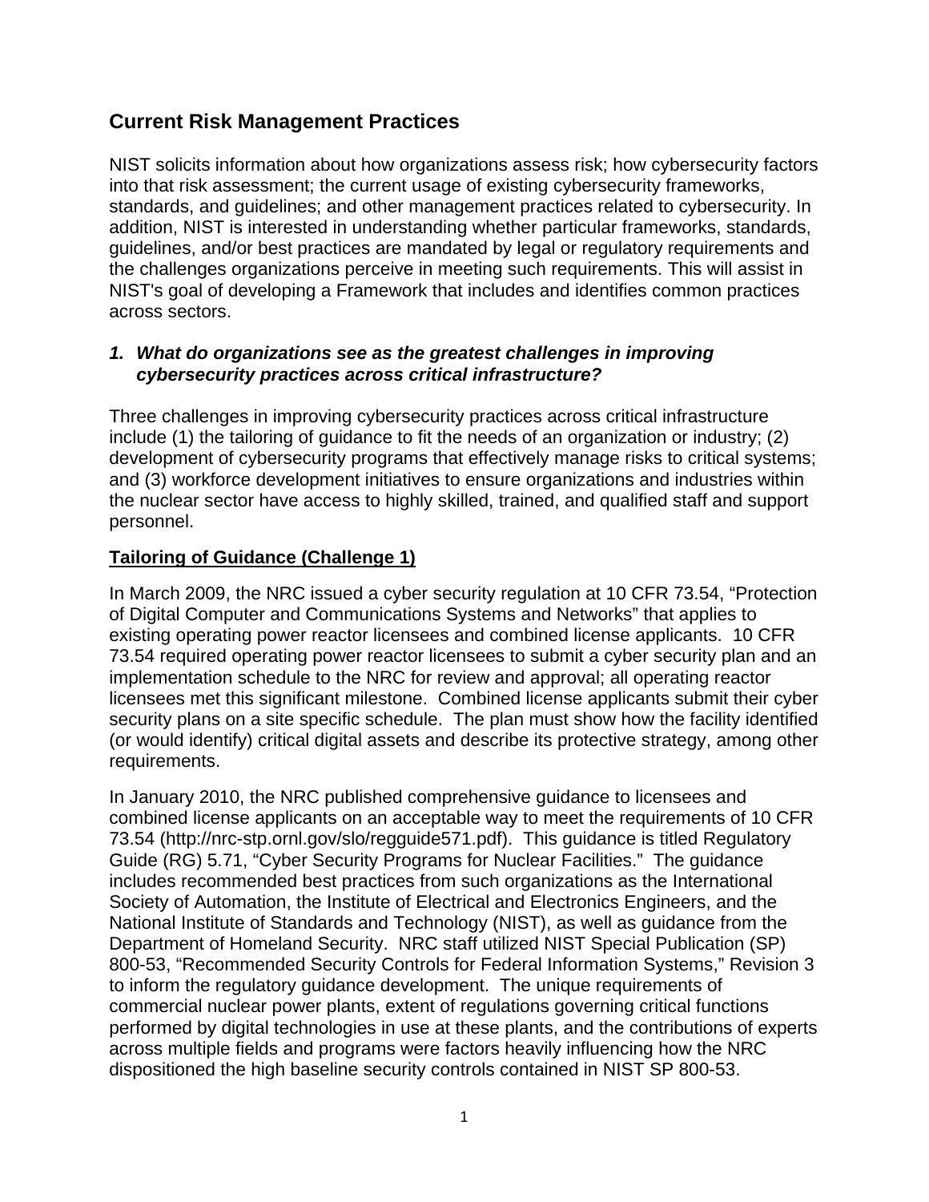## Current Risk Management Practices

NIST solicits information about how organizations assess risk; how cybersecurity factors into that risk assessment; the current usage of existing cybersecurity frameworks, standards, and guidelines; and other management practices related to cybersecurity. In addition, NIST is interested in understanding whether particular frameworks, standards, guidelines, and/or best practices are mandated by legal or regulatory requirements and the challenges organizations perceive in meeting such requirements. This will assist in NIST's goal of developing a Framework that includes and identifies common practices across sectors.

### *1. What do organizations see as the greatest challenges in improving cybersecurity practices across critical infrastructure?*

Three challenges in improving cybersecurity practices across critical infrastructure include (1) the tailoring of guidance to fit the needs of an organization or industry; (2) development of cybersecurity programs that effectively manage risks to critical systems; and (3) workforce development initiatives to ensure organizations and industries within the nuclear sector have access to highly skilled, trained, and qualified staff and support personnel.

**Tailoring of Guidance (Challenge 1)**

In March 2009, the NRC issued a cyber security regulation at 10 CFR 73.54, "Protection of Digital Computer and Communications Systems and Networks" that applies to existing operating power reactor licensees and combined license applicants. 10 CFR 73.54 required operating power reactor licensees to submit a cyber security plan and an implementation schedule to the NRC for review and approval; all operating reactor licensees met this significant milestone. Combined license applicants submit their cyber security plans on a site specific schedule. The plan must show how the facility identified (or would identify) critical digital assets and describe its protective strategy, among other requirements.

In January 2010, the NRC published comprehensive guidance to licensees and combined license applicants on an acceptable way to meet the requirements of 10 CFR 73.54 (http://nrc-stp.ornl.gov/slo/regguide571.pdf). This guidance is titled Regulatory Guide (RG) 5.71, "Cyber Security Programs for Nuclear Facilities." The guidance includes recommended best practices from such organizations as the International Society of Automation, the Institute of Electrical and Electronics Engineers, and the National Institute of Standards and Technology (NIST), as well as guidance from the Department of Homeland Security. NRC staff utilized NIST Special Publication (SP) 800-53, "Recommended Security Controls for Federal Information Systems," Revision 3 to inform the regulatory guidance development. The unique requirements of commercial nuclear power plants, extent of regulations governing critical functions performed by digital technologies in use at these plants, and the contributions of experts across multiple fields and programs were factors heavily influencing how the NRC dispositioned the high baseline security controls contained in NIST SP 800-53.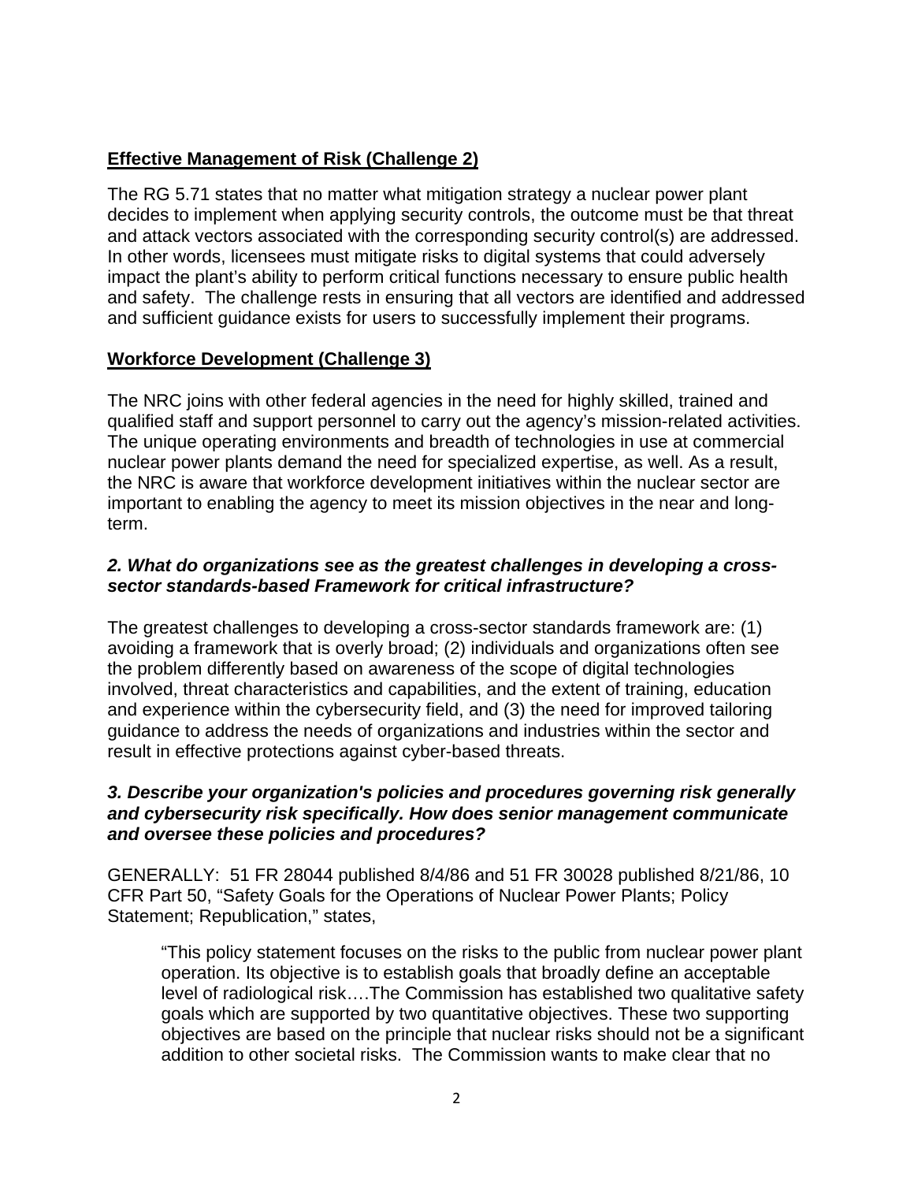**Effective Management of Risk (Challenge 2)**

The RG 5.71 states that no matter what mitigation strategy a nuclear power plant decides to implement when applying security controls, the outcome must be that threat and attack vectors associated with the corresponding security control(s) are addressed. In other words, licensees must mitigate risks to digital systems that could adversely impact the plant's ability to perform critical functions necessary to ensure public health and safety. The challenge rests in ensuring that all vectors are identified and addressed and sufficient guidance exists for users to successfully implement their programs.

**Workforce Development (Challenge 3)**

The NRC joins with other federal agencies in the need for highly skilled, trained and qualified staff and support personnel to carry out the agency's mission-related activities. The unique operating environments and breadth of technologies in use at commercial nuclear power plants demand the need for specialized expertise, as well. As a result, the NRC is aware that workforce development initiatives within the nuclear sector are important to enabling the agency to meet its mission objectives in the near and long-term.

***2. What do organizations see as the greatest challenges in developing a cross-sector standards-based Framework for critical infrastructure?***

The greatest challenges to developing a cross-sector standards framework are: (1) avoiding a framework that is overly broad; (2) individuals and organizations often see the problem differently based on awareness of the scope of digital technologies involved, threat characteristics and capabilities, and the extent of training, education and experience within the cybersecurity field, and (3) the need for improved tailoring guidance to address the needs of organizations and industries within the sector and result in effective protections against cyber-based threats.

***3. Describe your organization's policies and procedures governing risk generally and cybersecurity risk specifically. How does senior management communicate and oversee these policies and procedures?***

GENERALLY: 51 FR 28044 published 8/4/86 and 51 FR 30028 published 8/21/86, 10 CFR Part 50, "Safety Goals for the Operations of Nuclear Power Plants; Policy Statement; Republication," states,

> "This policy statement focuses on the risks to the public from nuclear power plant operation. Its objective is to establish goals that broadly define an acceptable level of radiological risk….The Commission has established two qualitative safety goals which are supported by two quantitative objectives. These two supporting objectives are based on the principle that nuclear risks should not be a significant addition to other societal risks. The Commission wants to make clear that no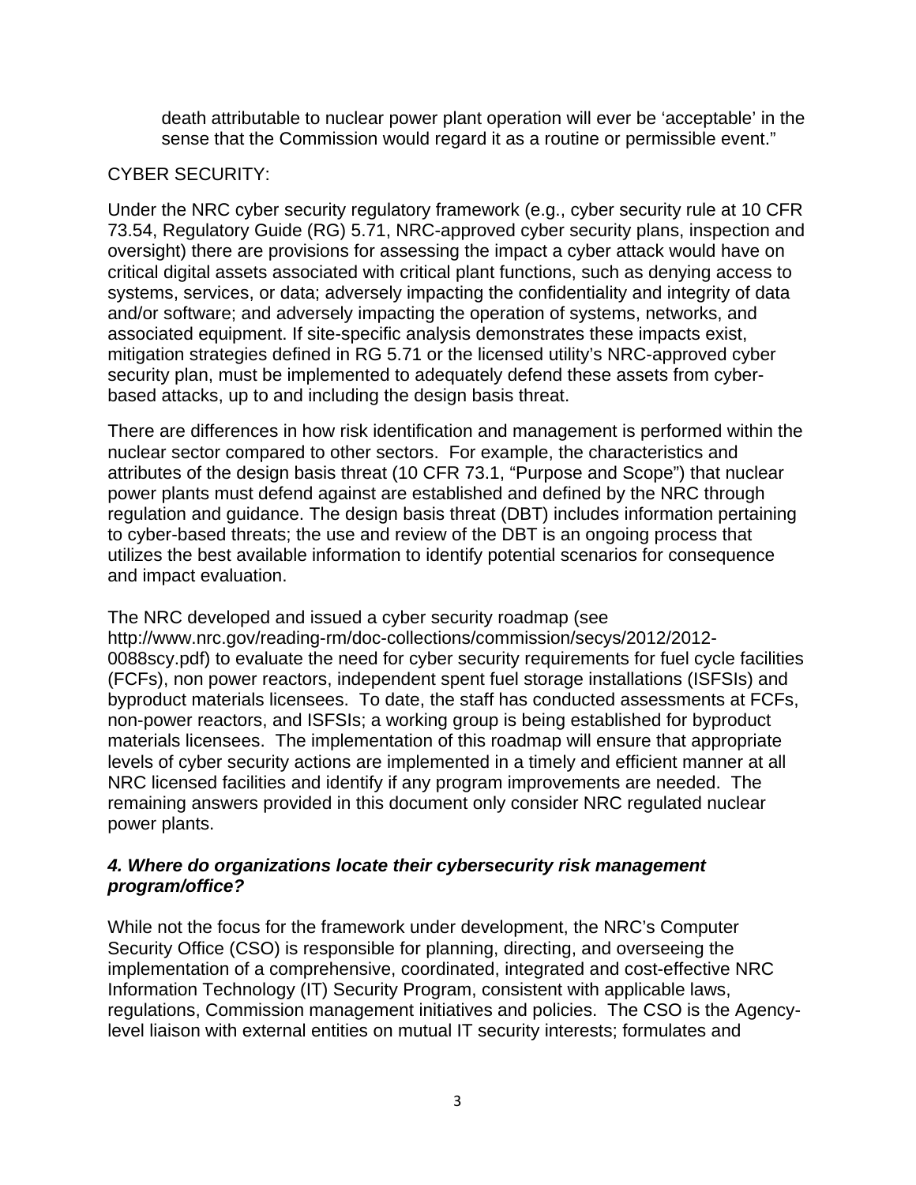death attributable to nuclear power plant operation will ever be 'acceptable' in the sense that the Commission would regard it as a routine or permissible event."

CYBER SECURITY:

Under the NRC cyber security regulatory framework (e.g., cyber security rule at 10 CFR 73.54, Regulatory Guide (RG) 5.71, NRC-approved cyber security plans, inspection and oversight) there are provisions for assessing the impact a cyber attack would have on critical digital assets associated with critical plant functions, such as denying access to systems, services, or data; adversely impacting the confidentiality and integrity of data and/or software; and adversely impacting the operation of systems, networks, and associated equipment. If site-specific analysis demonstrates these impacts exist, mitigation strategies defined in RG 5.71 or the licensed utility's NRC-approved cyber security plan, must be implemented to adequately defend these assets from cyber-based attacks, up to and including the design basis threat.

There are differences in how risk identification and management is performed within the nuclear sector compared to other sectors. For example, the characteristics and attributes of the design basis threat (10 CFR 73.1, "Purpose and Scope") that nuclear power plants must defend against are established and defined by the NRC through regulation and guidance. The design basis threat (DBT) includes information pertaining to cyber-based threats; the use and review of the DBT is an ongoing process that utilizes the best available information to identify potential scenarios for consequence and impact evaluation.

The NRC developed and issued a cyber security roadmap (see http://www.nrc.gov/reading-rm/doc-collections/commission/secys/2012/2012-0088scy.pdf) to evaluate the need for cyber security requirements for fuel cycle facilities (FCFs), non power reactors, independent spent fuel storage installations (ISFSIs) and byproduct materials licensees. To date, the staff has conducted assessments at FCFs, non-power reactors, and ISFSIs; a working group is being established for byproduct materials licensees. The implementation of this roadmap will ensure that appropriate levels of cyber security actions are implemented in a timely and efficient manner at all NRC licensed facilities and identify if any program improvements are needed. The remaining answers provided in this document only consider NRC regulated nuclear power plants.

***4. Where do organizations locate their cybersecurity risk management program/office?***

While not the focus for the framework under development, the NRC's Computer Security Office (CSO) is responsible for planning, directing, and overseeing the implementation of a comprehensive, coordinated, integrated and cost-effective NRC Information Technology (IT) Security Program, consistent with applicable laws, regulations, Commission management initiatives and policies. The CSO is the Agency-level liaison with external entities on mutual IT security interests; formulates and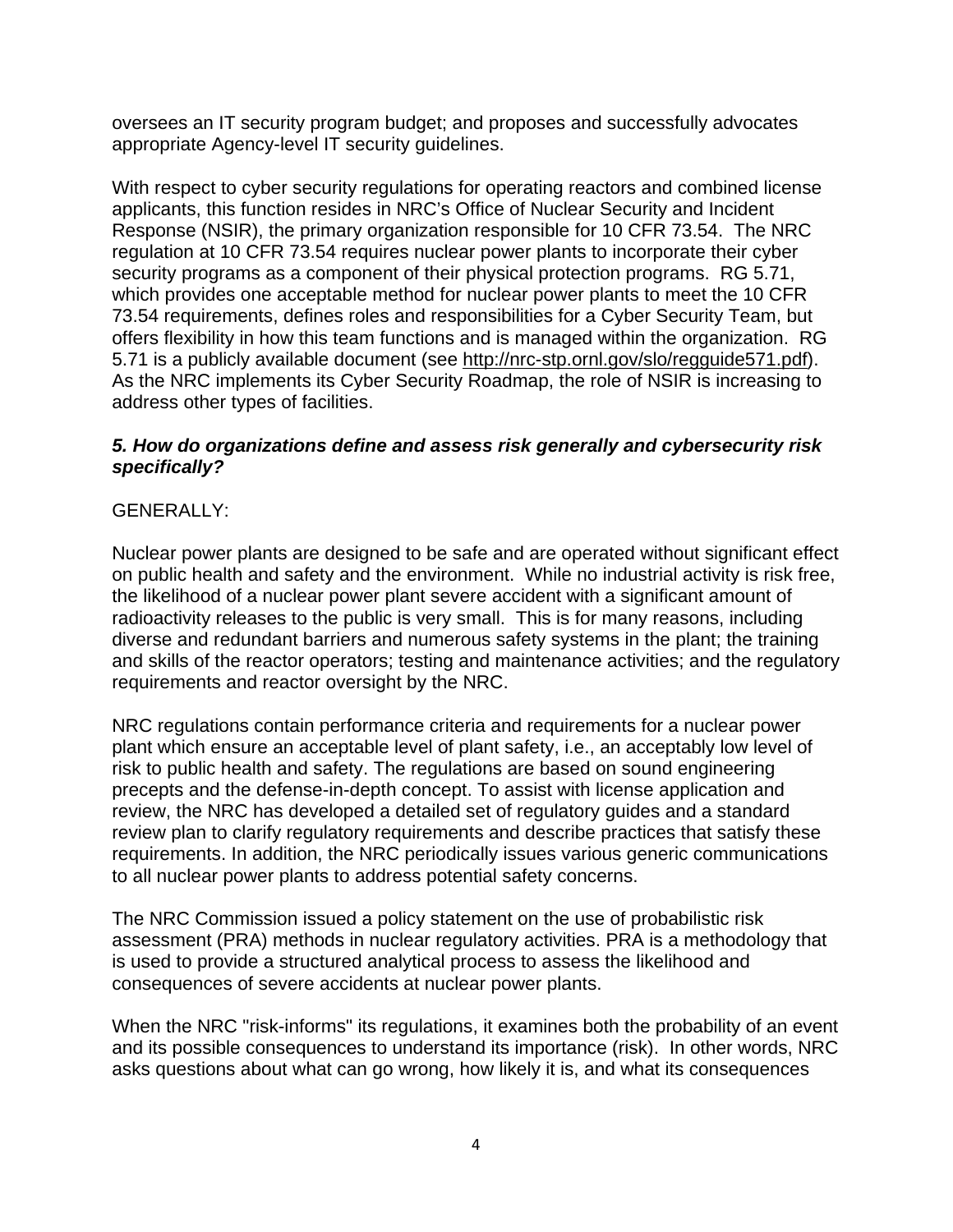oversees an IT security program budget; and proposes and successfully advocates appropriate Agency-level IT security guidelines.

With respect to cyber security regulations for operating reactors and combined license applicants, this function resides in NRC's Office of Nuclear Security and Incident Response (NSIR), the primary organization responsible for 10 CFR 73.54. The NRC regulation at 10 CFR 73.54 requires nuclear power plants to incorporate their cyber security programs as a component of their physical protection programs. RG 5.71, which provides one acceptable method for nuclear power plants to meet the 10 CFR 73.54 requirements, defines roles and responsibilities for a Cyber Security Team, but offers flexibility in how this team functions and is managed within the organization. RG 5.71 is a publicly available document (see http://nrc-stp.ornl.gov/slo/regguide571.pdf). As the NRC implements its Cyber Security Roadmap, the role of NSIR is increasing to address other types of facilities.

***5. How do organizations define and assess risk generally and cybersecurity risk specifically?***

GENERALLY:

Nuclear power plants are designed to be safe and are operated without significant effect on public health and safety and the environment. While no industrial activity is risk free, the likelihood of a nuclear power plant severe accident with a significant amount of radioactivity releases to the public is very small. This is for many reasons, including diverse and redundant barriers and numerous safety systems in the plant; the training and skills of the reactor operators; testing and maintenance activities; and the regulatory requirements and reactor oversight by the NRC.

NRC regulations contain performance criteria and requirements for a nuclear power plant which ensure an acceptable level of plant safety, i.e., an acceptably low level of risk to public health and safety. The regulations are based on sound engineering precepts and the defense-in-depth concept. To assist with license application and review, the NRC has developed a detailed set of regulatory guides and a standard review plan to clarify regulatory requirements and describe practices that satisfy these requirements. In addition, the NRC periodically issues various generic communications to all nuclear power plants to address potential safety concerns.

The NRC Commission issued a policy statement on the use of probabilistic risk assessment (PRA) methods in nuclear regulatory activities. PRA is a methodology that is used to provide a structured analytical process to assess the likelihood and consequences of severe accidents at nuclear power plants.

When the NRC "risk-informs" its regulations, it examines both the probability of an event and its possible consequences to understand its importance (risk). In other words, NRC asks questions about what can go wrong, how likely it is, and what its consequences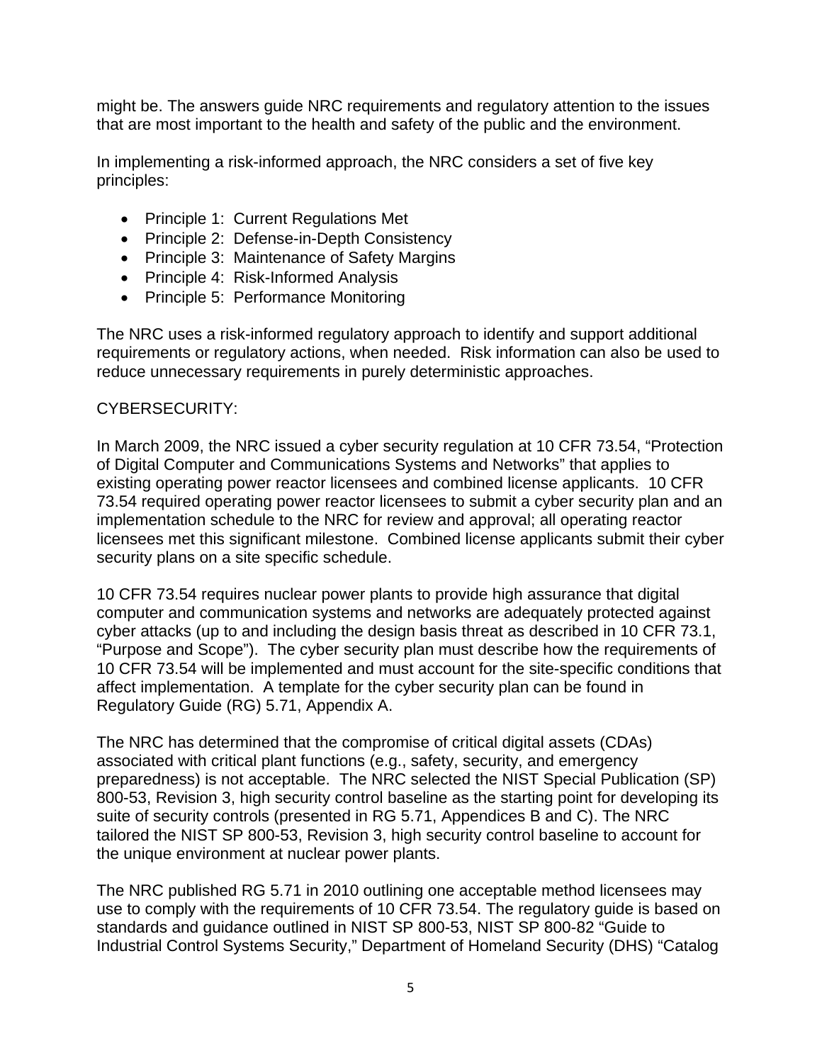might be. The answers guide NRC requirements and regulatory attention to the issues that are most important to the health and safety of the public and the environment.

In implementing a risk-informed approach, the NRC considers a set of five key principles:

- Principle 1: Current Regulations Met
- Principle 2: Defense-in-Depth Consistency
- Principle 3: Maintenance of Safety Margins
- Principle 4: Risk-Informed Analysis
- Principle 5: Performance Monitoring

The NRC uses a risk-informed regulatory approach to identify and support additional requirements or regulatory actions, when needed. Risk information can also be used to reduce unnecessary requirements in purely deterministic approaches.

CYBERSECURITY:

In March 2009, the NRC issued a cyber security regulation at 10 CFR 73.54, "Protection of Digital Computer and Communications Systems and Networks" that applies to existing operating power reactor licensees and combined license applicants. 10 CFR 73.54 required operating power reactor licensees to submit a cyber security plan and an implementation schedule to the NRC for review and approval; all operating reactor licensees met this significant milestone. Combined license applicants submit their cyber security plans on a site specific schedule.

10 CFR 73.54 requires nuclear power plants to provide high assurance that digital computer and communication systems and networks are adequately protected against cyber attacks (up to and including the design basis threat as described in 10 CFR 73.1, "Purpose and Scope"). The cyber security plan must describe how the requirements of 10 CFR 73.54 will be implemented and must account for the site-specific conditions that affect implementation. A template for the cyber security plan can be found in Regulatory Guide (RG) 5.71, Appendix A.

The NRC has determined that the compromise of critical digital assets (CDAs) associated with critical plant functions (e.g., safety, security, and emergency preparedness) is not acceptable. The NRC selected the NIST Special Publication (SP) 800-53, Revision 3, high security control baseline as the starting point for developing its suite of security controls (presented in RG 5.71, Appendices B and C). The NRC tailored the NIST SP 800-53, Revision 3, high security control baseline to account for the unique environment at nuclear power plants.

The NRC published RG 5.71 in 2010 outlining one acceptable method licensees may use to comply with the requirements of 10 CFR 73.54. The regulatory guide is based on standards and guidance outlined in NIST SP 800-53, NIST SP 800-82 "Guide to Industrial Control Systems Security," Department of Homeland Security (DHS) "Catalog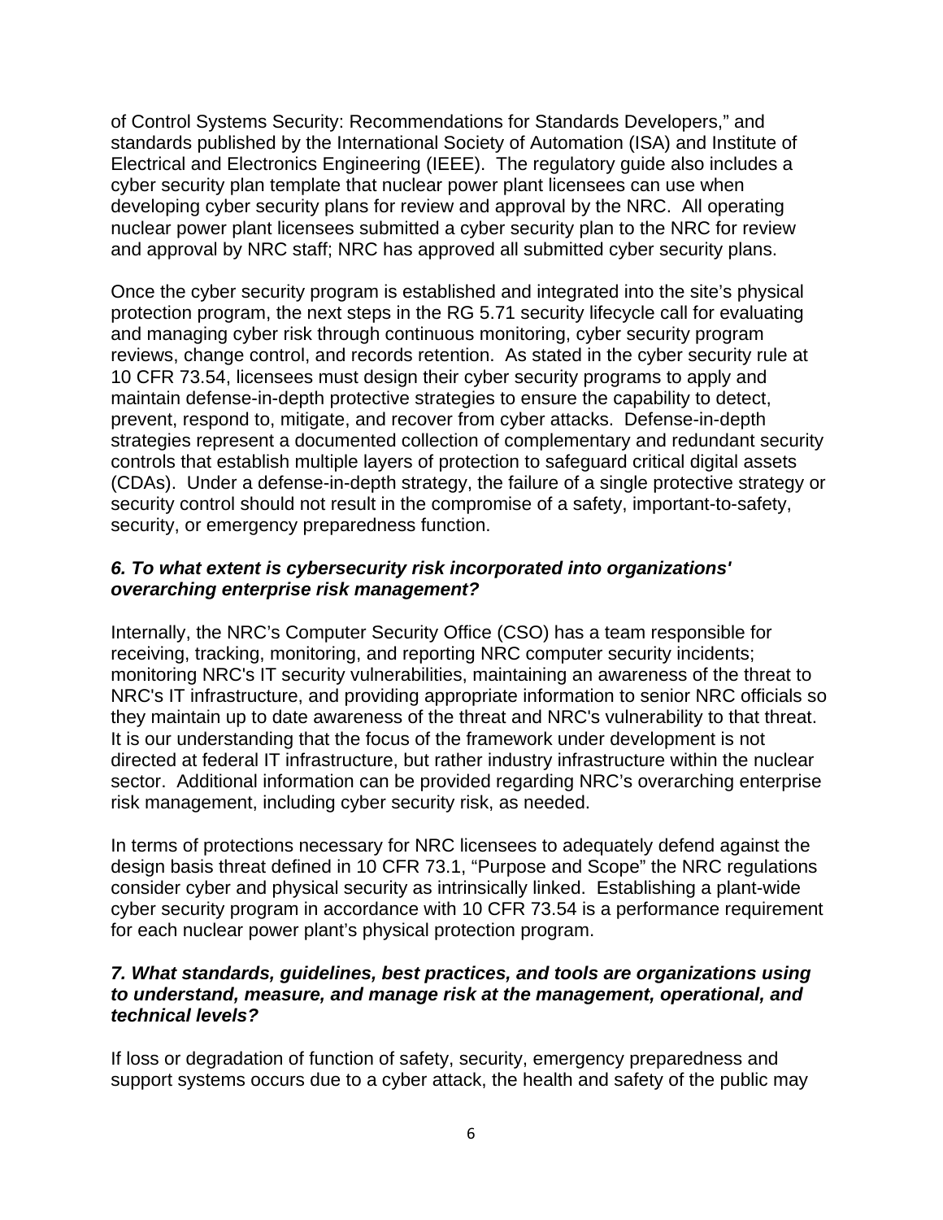of Control Systems Security: Recommendations for Standards Developers," and standards published by the International Society of Automation (ISA) and Institute of Electrical and Electronics Engineering (IEEE). The regulatory guide also includes a cyber security plan template that nuclear power plant licensees can use when developing cyber security plans for review and approval by the NRC. All operating nuclear power plant licensees submitted a cyber security plan to the NRC for review and approval by NRC staff; NRC has approved all submitted cyber security plans.

Once the cyber security program is established and integrated into the site's physical protection program, the next steps in the RG 5.71 security lifecycle call for evaluating and managing cyber risk through continuous monitoring, cyber security program reviews, change control, and records retention. As stated in the cyber security rule at 10 CFR 73.54, licensees must design their cyber security programs to apply and maintain defense-in-depth protective strategies to ensure the capability to detect, prevent, respond to, mitigate, and recover from cyber attacks. Defense-in-depth strategies represent a documented collection of complementary and redundant security controls that establish multiple layers of protection to safeguard critical digital assets (CDAs). Under a defense-in-depth strategy, the failure of a single protective strategy or security control should not result in the compromise of a safety, important-to-safety, security, or emergency preparedness function.

***6. To what extent is cybersecurity risk incorporated into organizations' overarching enterprise risk management?***

Internally, the NRC's Computer Security Office (CSO) has a team responsible for receiving, tracking, monitoring, and reporting NRC computer security incidents; monitoring NRC's IT security vulnerabilities, maintaining an awareness of the threat to NRC's IT infrastructure, and providing appropriate information to senior NRC officials so they maintain up to date awareness of the threat and NRC's vulnerability to that threat. It is our understanding that the focus of the framework under development is not directed at federal IT infrastructure, but rather industry infrastructure within the nuclear sector. Additional information can be provided regarding NRC's overarching enterprise risk management, including cyber security risk, as needed.

In terms of protections necessary for NRC licensees to adequately defend against the design basis threat defined in 10 CFR 73.1, "Purpose and Scope" the NRC regulations consider cyber and physical security as intrinsically linked. Establishing a plant-wide cyber security program in accordance with 10 CFR 73.54 is a performance requirement for each nuclear power plant's physical protection program.

***7. What standards, guidelines, best practices, and tools are organizations using to understand, measure, and manage risk at the management, operational, and technical levels?***

If loss or degradation of function of safety, security, emergency preparedness and support systems occurs due to a cyber attack, the health and safety of the public may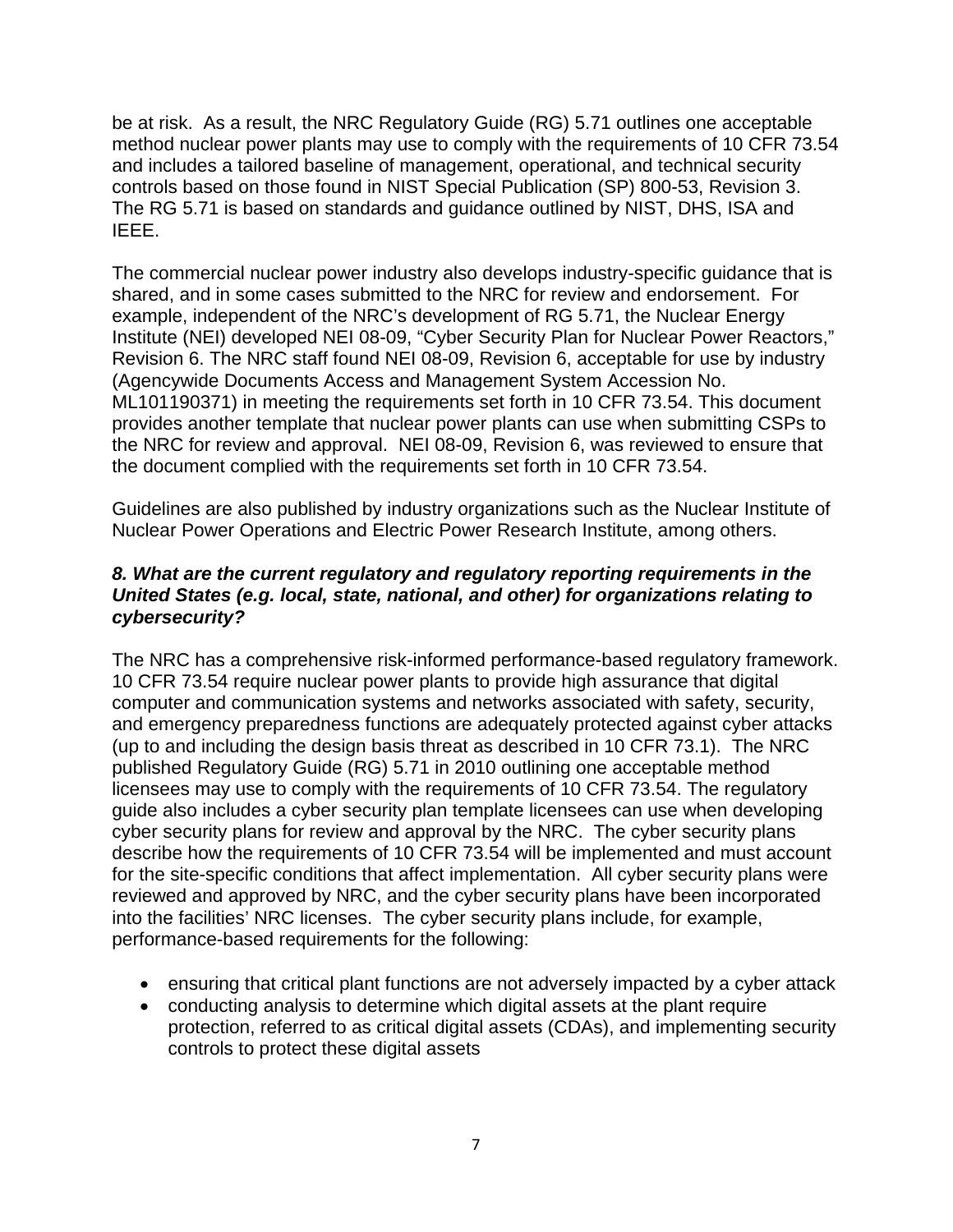be at risk. As a result, the NRC Regulatory Guide (RG) 5.71 outlines one acceptable method nuclear power plants may use to comply with the requirements of 10 CFR 73.54 and includes a tailored baseline of management, operational, and technical security controls based on those found in NIST Special Publication (SP) 800-53, Revision 3. The RG 5.71 is based on standards and guidance outlined by NIST, DHS, ISA and IEEE.

The commercial nuclear power industry also develops industry-specific guidance that is shared, and in some cases submitted to the NRC for review and endorsement. For example, independent of the NRC's development of RG 5.71, the Nuclear Energy Institute (NEI) developed NEI 08-09, "Cyber Security Plan for Nuclear Power Reactors," Revision 6. The NRC staff found NEI 08-09, Revision 6, acceptable for use by industry (Agencywide Documents Access and Management System Accession No. ML101190371) in meeting the requirements set forth in 10 CFR 73.54. This document provides another template that nuclear power plants can use when submitting CSPs to the NRC for review and approval. NEI 08-09, Revision 6, was reviewed to ensure that the document complied with the requirements set forth in 10 CFR 73.54.

Guidelines are also published by industry organizations such as the Nuclear Institute of Nuclear Power Operations and Electric Power Research Institute, among others.

***8. What are the current regulatory and regulatory reporting requirements in the United States (e.g. local, state, national, and other) for organizations relating to cybersecurity?***

The NRC has a comprehensive risk-informed performance-based regulatory framework. 10 CFR 73.54 require nuclear power plants to provide high assurance that digital computer and communication systems and networks associated with safety, security, and emergency preparedness functions are adequately protected against cyber attacks (up to and including the design basis threat as described in 10 CFR 73.1). The NRC published Regulatory Guide (RG) 5.71 in 2010 outlining one acceptable method licensees may use to comply with the requirements of 10 CFR 73.54. The regulatory guide also includes a cyber security plan template licensees can use when developing cyber security plans for review and approval by the NRC. The cyber security plans describe how the requirements of 10 CFR 73.54 will be implemented and must account for the site-specific conditions that affect implementation. All cyber security plans were reviewed and approved by NRC, and the cyber security plans have been incorporated into the facilities' NRC licenses. The cyber security plans include, for example, performance-based requirements for the following:

- ensuring that critical plant functions are not adversely impacted by a cyber attack
- conducting analysis to determine which digital assets at the plant require protection, referred to as critical digital assets (CDAs), and implementing security controls to protect these digital assets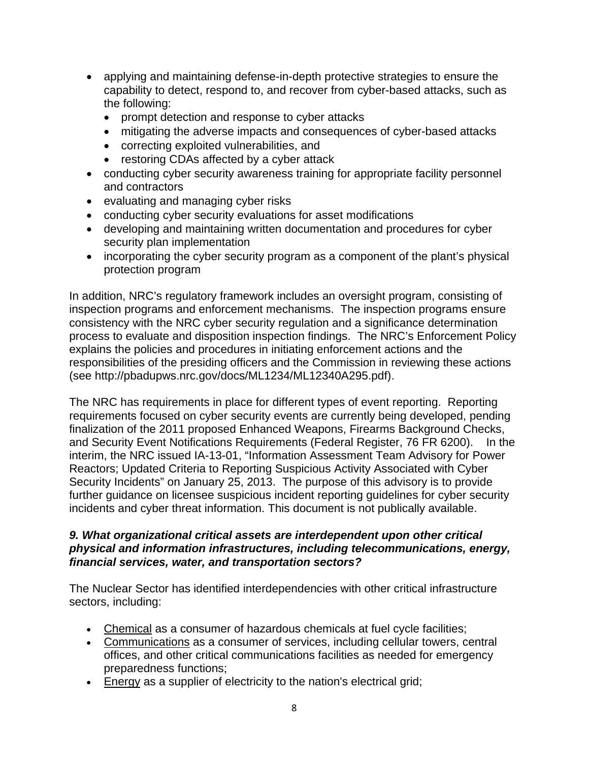- applying and maintaining defense-in-depth protective strategies to ensure the capability to detect, respond to, and recover from cyber-based attacks, such as the following:
  - prompt detection and response to cyber attacks
  - mitigating the adverse impacts and consequences of cyber-based attacks
  - correcting exploited vulnerabilities, and
  - restoring CDAs affected by a cyber attack
- conducting cyber security awareness training for appropriate facility personnel and contractors
- evaluating and managing cyber risks
- conducting cyber security evaluations for asset modifications
- developing and maintaining written documentation and procedures for cyber security plan implementation
- incorporating the cyber security program as a component of the plant's physical protection program

In addition, NRC's regulatory framework includes an oversight program, consisting of inspection programs and enforcement mechanisms. The inspection programs ensure consistency with the NRC cyber security regulation and a significance determination process to evaluate and disposition inspection findings. The NRC's Enforcement Policy explains the policies and procedures in initiating enforcement actions and the responsibilities of the presiding officers and the Commission in reviewing these actions (see http://pbadupws.nrc.gov/docs/ML1234/ML12340A295.pdf).

The NRC has requirements in place for different types of event reporting. Reporting requirements focused on cyber security events are currently being developed, pending finalization of the 2011 proposed Enhanced Weapons, Firearms Background Checks, and Security Event Notifications Requirements (Federal Register, 76 FR 6200). In the interim, the NRC issued IA-13-01, "Information Assessment Team Advisory for Power Reactors; Updated Criteria to Reporting Suspicious Activity Associated with Cyber Security Incidents" on January 25, 2013. The purpose of this advisory is to provide further guidance on licensee suspicious incident reporting guidelines for cyber security incidents and cyber threat information. This document is not publically available.

### *9. What organizational critical assets are interdependent upon other critical physical and information infrastructures, including telecommunications, energy, financial services, water, and transportation sectors?*

The Nuclear Sector has identified interdependencies with other critical infrastructure sectors, including:

- <u>Chemical</u> as a consumer of hazardous chemicals at fuel cycle facilities;
- <u>Communications</u> as a consumer of services, including cellular towers, central offices, and other critical communications facilities as needed for emergency preparedness functions;
- <u>Energy</u> as a supplier of electricity to the nation's electrical grid;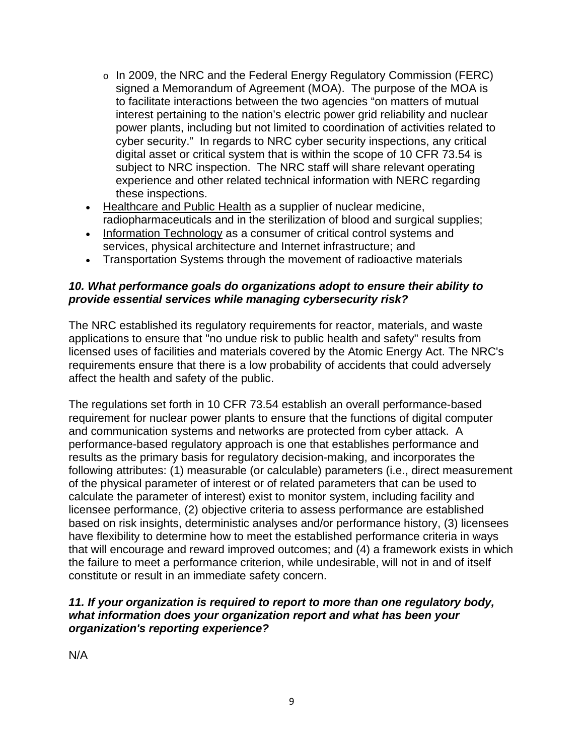- In 2009, the NRC and the Federal Energy Regulatory Commission (FERC) signed a Memorandum of Agreement (MOA). The purpose of the MOA is to facilitate interactions between the two agencies "on matters of mutual interest pertaining to the nation's electric power grid reliability and nuclear power plants, including but not limited to coordination of activities related to cyber security." In regards to NRC cyber security inspections, any critical digital asset or critical system that is within the scope of 10 CFR 73.54 is subject to NRC inspection. The NRC staff will share relevant operating experience and other related technical information with NERC regarding these inspections.
- Healthcare and Public Health as a supplier of nuclear medicine, radiopharmaceuticals and in the sterilization of blood and surgical supplies;
- Information Technology as a consumer of critical control systems and services, physical architecture and Internet infrastructure; and
- Transportation Systems through the movement of radioactive materials

***10. What performance goals do organizations adopt to ensure their ability to provide essential services while managing cybersecurity risk?***

The NRC established its regulatory requirements for reactor, materials, and waste applications to ensure that "no undue risk to public health and safety" results from licensed uses of facilities and materials covered by the Atomic Energy Act. The NRC's requirements ensure that there is a low probability of accidents that could adversely affect the health and safety of the public.

The regulations set forth in 10 CFR 73.54 establish an overall performance-based requirement for nuclear power plants to ensure that the functions of digital computer and communication systems and networks are protected from cyber attack. A performance-based regulatory approach is one that establishes performance and results as the primary basis for regulatory decision-making, and incorporates the following attributes: (1) measurable (or calculable) parameters (i.e., direct measurement of the physical parameter of interest or of related parameters that can be used to calculate the parameter of interest) exist to monitor system, including facility and licensee performance, (2) objective criteria to assess performance are established based on risk insights, deterministic analyses and/or performance history, (3) licensees have flexibility to determine how to meet the established performance criteria in ways that will encourage and reward improved outcomes; and (4) a framework exists in which the failure to meet a performance criterion, while undesirable, will not in and of itself constitute or result in an immediate safety concern.

***11. If your organization is required to report to more than one regulatory body, what information does your organization report and what has been your organization's reporting experience?***

N/A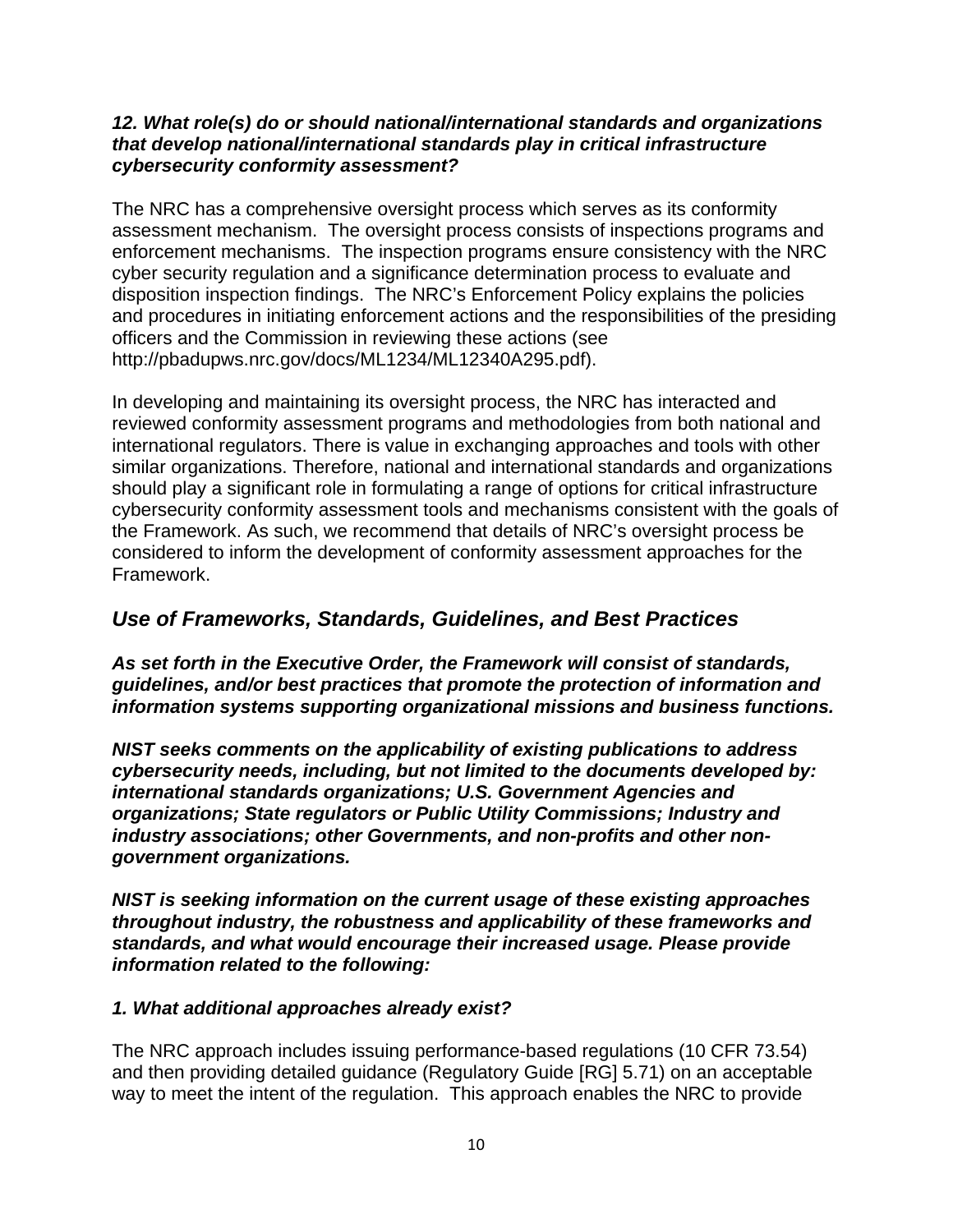***12. What role(s) do or should national/international standards and organizations that develop national/international standards play in critical infrastructure cybersecurity conformity assessment?***

The NRC has a comprehensive oversight process which serves as its conformity assessment mechanism. The oversight process consists of inspections programs and enforcement mechanisms. The inspection programs ensure consistency with the NRC cyber security regulation and a significance determination process to evaluate and disposition inspection findings. The NRC's Enforcement Policy explains the policies and procedures in initiating enforcement actions and the responsibilities of the presiding officers and the Commission in reviewing these actions (see http://pbadupws.nrc.gov/docs/ML1234/ML12340A295.pdf).

In developing and maintaining its oversight process, the NRC has interacted and reviewed conformity assessment programs and methodologies from both national and international regulators. There is value in exchanging approaches and tools with other similar organizations. Therefore, national and international standards and organizations should play a significant role in formulating a range of options for critical infrastructure cybersecurity conformity assessment tools and mechanisms consistent with the goals of the Framework. As such, we recommend that details of NRC's oversight process be considered to inform the development of conformity assessment approaches for the Framework.

## *Use of Frameworks, Standards, Guidelines, and Best Practices*

***As set forth in the Executive Order, the Framework will consist of standards, guidelines, and/or best practices that promote the protection of information and information systems supporting organizational missions and business functions.***

***NIST seeks comments on the applicability of existing publications to address cybersecurity needs, including, but not limited to the documents developed by: international standards organizations; U.S. Government Agencies and organizations; State regulators or Public Utility Commissions; Industry and industry associations; other Governments, and non-profits and other non-government organizations.***

***NIST is seeking information on the current usage of these existing approaches throughout industry, the robustness and applicability of these frameworks and standards, and what would encourage their increased usage. Please provide information related to the following:***

***1. What additional approaches already exist?***

The NRC approach includes issuing performance-based regulations (10 CFR 73.54) and then providing detailed guidance (Regulatory Guide [RG] 5.71) on an acceptable way to meet the intent of the regulation. This approach enables the NRC to provide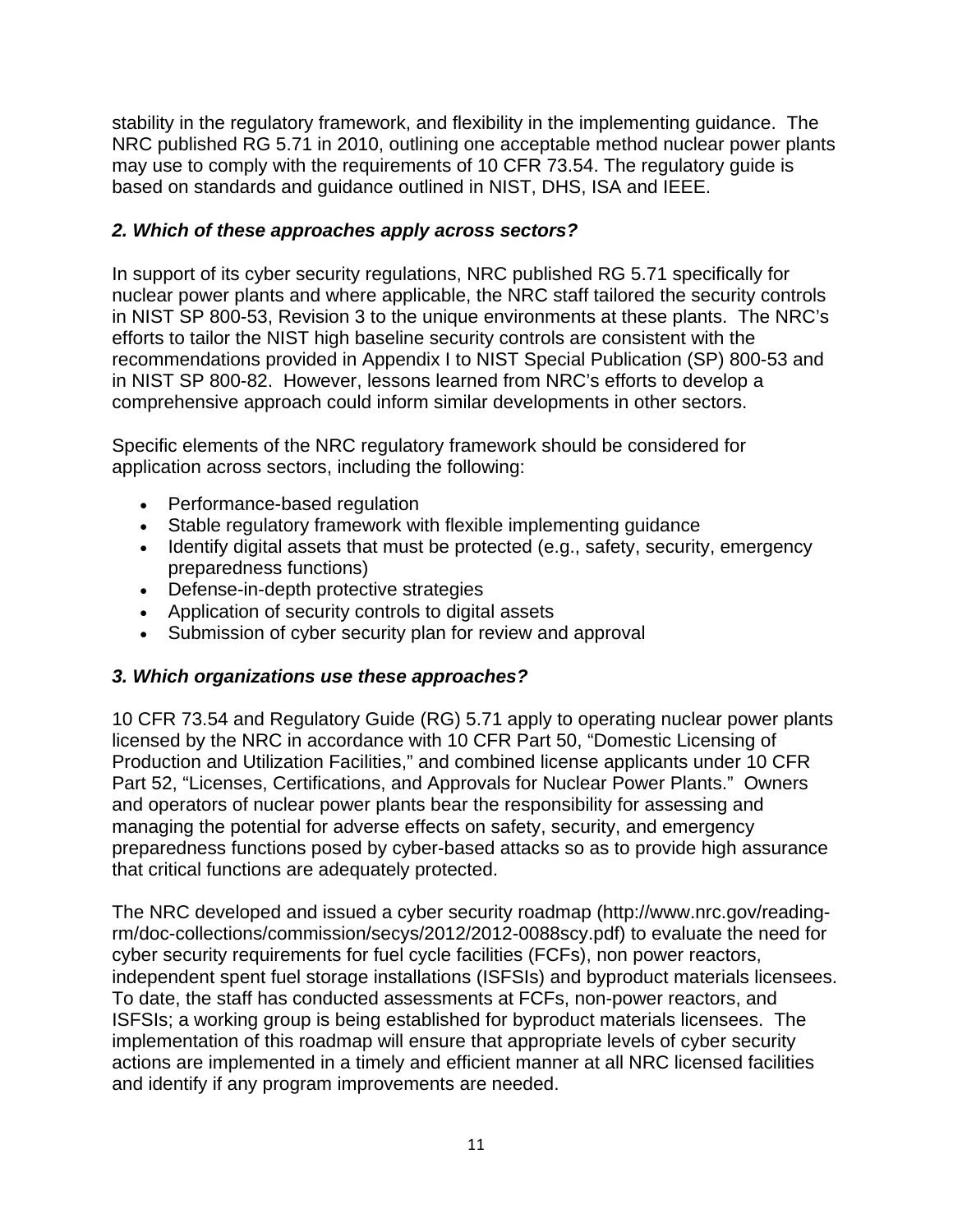stability in the regulatory framework, and flexibility in the implementing guidance. The NRC published RG 5.71 in 2010, outlining one acceptable method nuclear power plants may use to comply with the requirements of 10 CFR 73.54. The regulatory guide is based on standards and guidance outlined in NIST, DHS, ISA and IEEE.

### *2. Which of these approaches apply across sectors?*

In support of its cyber security regulations, NRC published RG 5.71 specifically for nuclear power plants and where applicable, the NRC staff tailored the security controls in NIST SP 800-53, Revision 3 to the unique environments at these plants. The NRC's efforts to tailor the NIST high baseline security controls are consistent with the recommendations provided in Appendix I to NIST Special Publication (SP) 800-53 and in NIST SP 800-82. However, lessons learned from NRC's efforts to develop a comprehensive approach could inform similar developments in other sectors.

Specific elements of the NRC regulatory framework should be considered for application across sectors, including the following:

- Performance-based regulation
- Stable regulatory framework with flexible implementing guidance
- Identify digital assets that must be protected (e.g., safety, security, emergency preparedness functions)
- Defense-in-depth protective strategies
- Application of security controls to digital assets
- Submission of cyber security plan for review and approval

### *3. Which organizations use these approaches?*

10 CFR 73.54 and Regulatory Guide (RG) 5.71 apply to operating nuclear power plants licensed by the NRC in accordance with 10 CFR Part 50, "Domestic Licensing of Production and Utilization Facilities," and combined license applicants under 10 CFR Part 52, "Licenses, Certifications, and Approvals for Nuclear Power Plants." Owners and operators of nuclear power plants bear the responsibility for assessing and managing the potential for adverse effects on safety, security, and emergency preparedness functions posed by cyber-based attacks so as to provide high assurance that critical functions are adequately protected.

The NRC developed and issued a cyber security roadmap (http://www.nrc.gov/reading-rm/doc-collections/commission/secys/2012/2012-0088scy.pdf) to evaluate the need for cyber security requirements for fuel cycle facilities (FCFs), non power reactors, independent spent fuel storage installations (ISFSIs) and byproduct materials licensees. To date, the staff has conducted assessments at FCFs, non-power reactors, and ISFSIs; a working group is being established for byproduct materials licensees. The implementation of this roadmap will ensure that appropriate levels of cyber security actions are implemented in a timely and efficient manner at all NRC licensed facilities and identify if any program improvements are needed.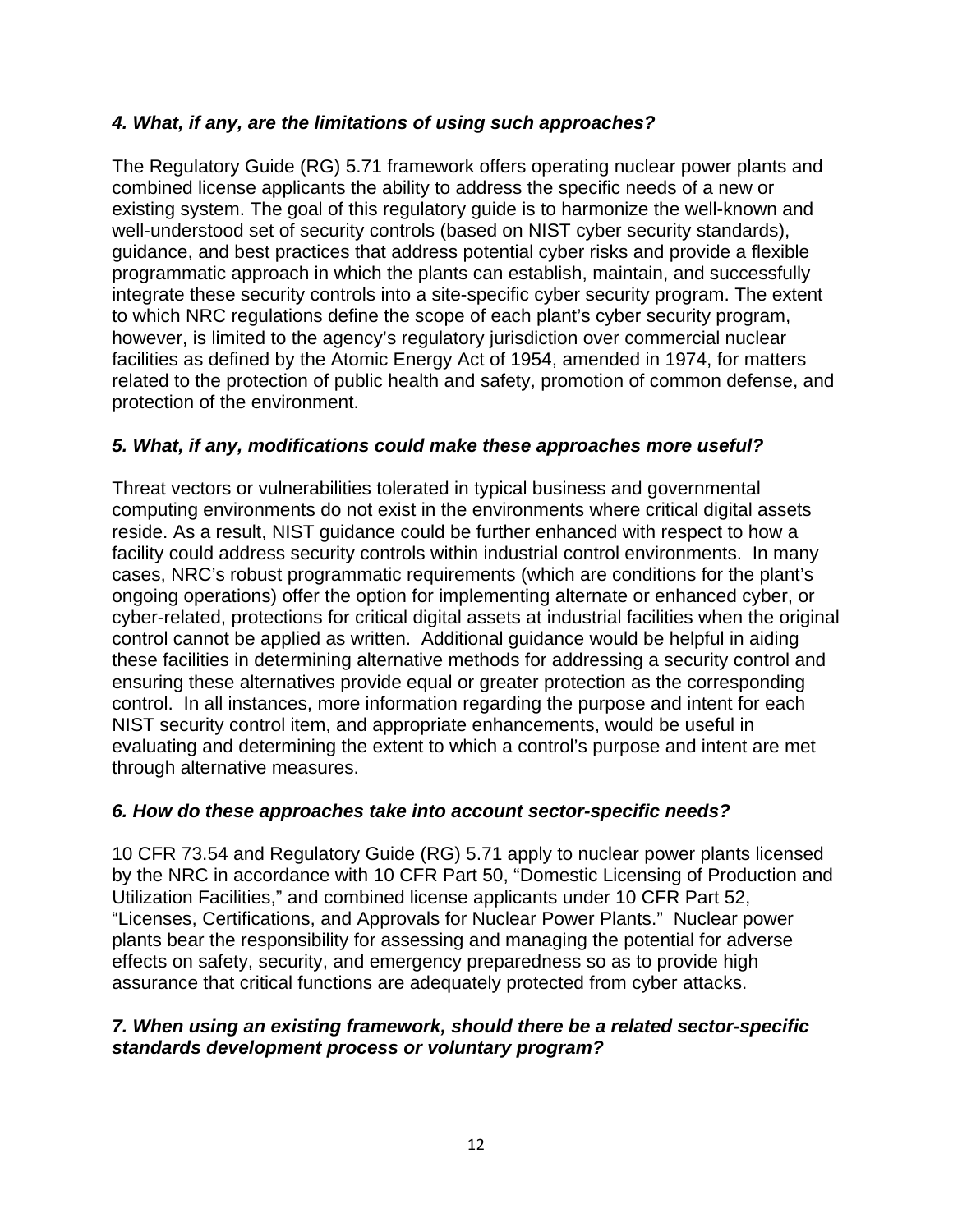***4. What, if any, are the limitations of using such approaches?***

The Regulatory Guide (RG) 5.71 framework offers operating nuclear power plants and combined license applicants the ability to address the specific needs of a new or existing system. The goal of this regulatory guide is to harmonize the well-known and well-understood set of security controls (based on NIST cyber security standards), guidance, and best practices that address potential cyber risks and provide a flexible programmatic approach in which the plants can establish, maintain, and successfully integrate these security controls into a site-specific cyber security program. The extent to which NRC regulations define the scope of each plant's cyber security program, however, is limited to the agency's regulatory jurisdiction over commercial nuclear facilities as defined by the Atomic Energy Act of 1954, amended in 1974, for matters related to the protection of public health and safety, promotion of common defense, and protection of the environment.

***5. What, if any, modifications could make these approaches more useful?***

Threat vectors or vulnerabilities tolerated in typical business and governmental computing environments do not exist in the environments where critical digital assets reside. As a result, NIST guidance could be further enhanced with respect to how a facility could address security controls within industrial control environments. In many cases, NRC's robust programmatic requirements (which are conditions for the plant's ongoing operations) offer the option for implementing alternate or enhanced cyber, or cyber-related, protections for critical digital assets at industrial facilities when the original control cannot be applied as written. Additional guidance would be helpful in aiding these facilities in determining alternative methods for addressing a security control and ensuring these alternatives provide equal or greater protection as the corresponding control. In all instances, more information regarding the purpose and intent for each NIST security control item, and appropriate enhancements, would be useful in evaluating and determining the extent to which a control's purpose and intent are met through alternative measures.

***6. How do these approaches take into account sector-specific needs?***

10 CFR 73.54 and Regulatory Guide (RG) 5.71 apply to nuclear power plants licensed by the NRC in accordance with 10 CFR Part 50, "Domestic Licensing of Production and Utilization Facilities," and combined license applicants under 10 CFR Part 52, "Licenses, Certifications, and Approvals for Nuclear Power Plants." Nuclear power plants bear the responsibility for assessing and managing the potential for adverse effects on safety, security, and emergency preparedness so as to provide high assurance that critical functions are adequately protected from cyber attacks.

***7. When using an existing framework, should there be a related sector-specific standards development process or voluntary program?***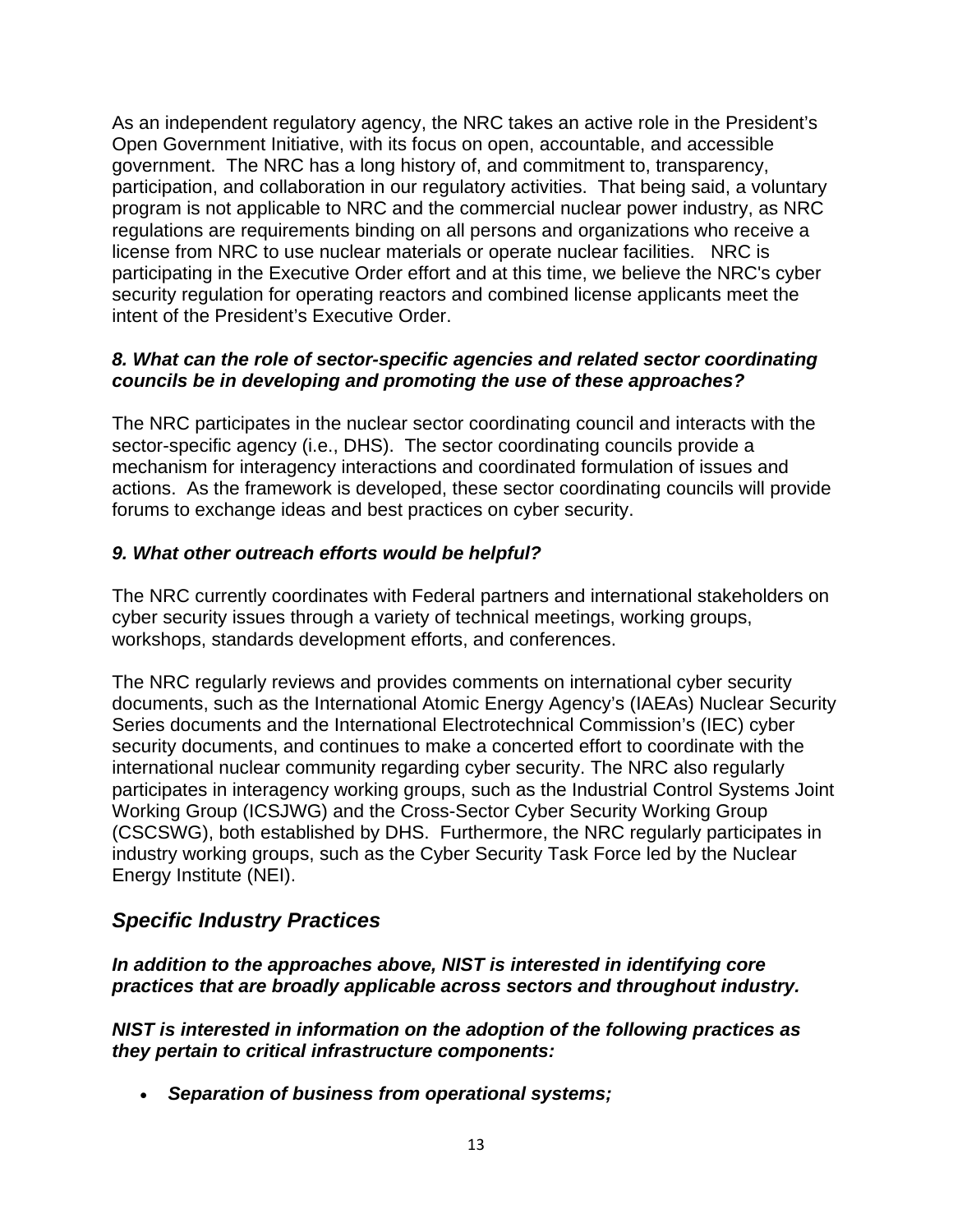As an independent regulatory agency, the NRC takes an active role in the President's Open Government Initiative, with its focus on open, accountable, and accessible government. The NRC has a long history of, and commitment to, transparency, participation, and collaboration in our regulatory activities. That being said, a voluntary program is not applicable to NRC and the commercial nuclear power industry, as NRC regulations are requirements binding on all persons and organizations who receive a license from NRC to use nuclear materials or operate nuclear facilities. NRC is participating in the Executive Order effort and at this time, we believe the NRC's cyber security regulation for operating reactors and combined license applicants meet the intent of the President's Executive Order.

***8. What can the role of sector-specific agencies and related sector coordinating councils be in developing and promoting the use of these approaches?***

The NRC participates in the nuclear sector coordinating council and interacts with the sector-specific agency (i.e., DHS). The sector coordinating councils provide a mechanism for interagency interactions and coordinated formulation of issues and actions. As the framework is developed, these sector coordinating councils will provide forums to exchange ideas and best practices on cyber security.

***9. What other outreach efforts would be helpful?***

The NRC currently coordinates with Federal partners and international stakeholders on cyber security issues through a variety of technical meetings, working groups, workshops, standards development efforts, and conferences.

The NRC regularly reviews and provides comments on international cyber security documents, such as the International Atomic Energy Agency's (IAEAs) Nuclear Security Series documents and the International Electrotechnical Commission's (IEC) cyber security documents, and continues to make a concerted effort to coordinate with the international nuclear community regarding cyber security. The NRC also regularly participates in interagency working groups, such as the Industrial Control Systems Joint Working Group (ICSJWG) and the Cross-Sector Cyber Security Working Group (CSCSWG), both established by DHS. Furthermore, the NRC regularly participates in industry working groups, such as the Cyber Security Task Force led by the Nuclear Energy Institute (NEI).

## *Specific Industry Practices*

***In addition to the approaches above, NIST is interested in identifying core practices that are broadly applicable across sectors and throughout industry.***

***NIST is interested in information on the adoption of the following practices as they pertain to critical infrastructure components:***

- ***Separation of business from operational systems;***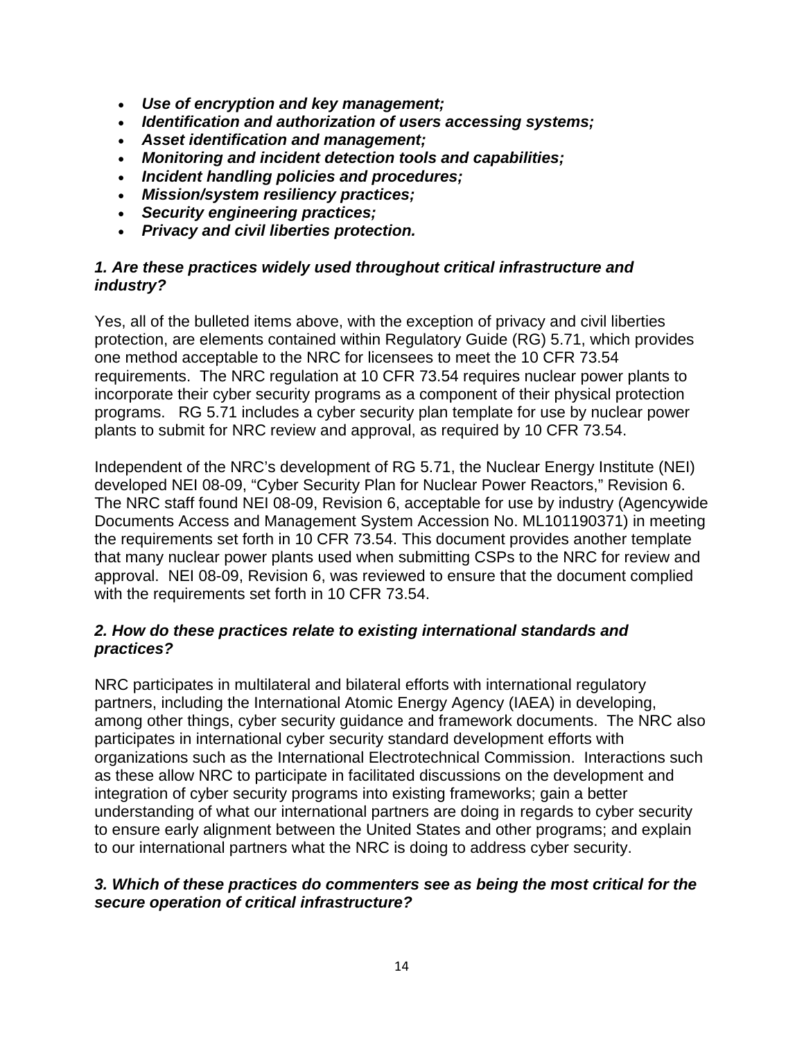- ***Use of encryption and key management;***
- ***Identification and authorization of users accessing systems;***
- ***Asset identification and management;***
- ***Monitoring and incident detection tools and capabilities;***
- ***Incident handling policies and procedures;***
- ***Mission/system resiliency practices;***
- ***Security engineering practices;***
- ***Privacy and civil liberties protection.***

***1. Are these practices widely used throughout critical infrastructure and industry?***

Yes, all of the bulleted items above, with the exception of privacy and civil liberties protection, are elements contained within Regulatory Guide (RG) 5.71, which provides one method acceptable to the NRC for licensees to meet the 10 CFR 73.54 requirements. The NRC regulation at 10 CFR 73.54 requires nuclear power plants to incorporate their cyber security programs as a component of their physical protection programs. RG 5.71 includes a cyber security plan template for use by nuclear power plants to submit for NRC review and approval, as required by 10 CFR 73.54.

Independent of the NRC's development of RG 5.71, the Nuclear Energy Institute (NEI) developed NEI 08-09, "Cyber Security Plan for Nuclear Power Reactors," Revision 6. The NRC staff found NEI 08-09, Revision 6, acceptable for use by industry (Agencywide Documents Access and Management System Accession No. ML101190371) in meeting the requirements set forth in 10 CFR 73.54. This document provides another template that many nuclear power plants used when submitting CSPs to the NRC for review and approval. NEI 08-09, Revision 6, was reviewed to ensure that the document complied with the requirements set forth in 10 CFR 73.54.

***2. How do these practices relate to existing international standards and practices?***

NRC participates in multilateral and bilateral efforts with international regulatory partners, including the International Atomic Energy Agency (IAEA) in developing, among other things, cyber security guidance and framework documents. The NRC also participates in international cyber security standard development efforts with organizations such as the International Electrotechnical Commission. Interactions such as these allow NRC to participate in facilitated discussions on the development and integration of cyber security programs into existing frameworks; gain a better understanding of what our international partners are doing in regards to cyber security to ensure early alignment between the United States and other programs; and explain to our international partners what the NRC is doing to address cyber security.

***3. Which of these practices do commenters see as being the most critical for the secure operation of critical infrastructure?***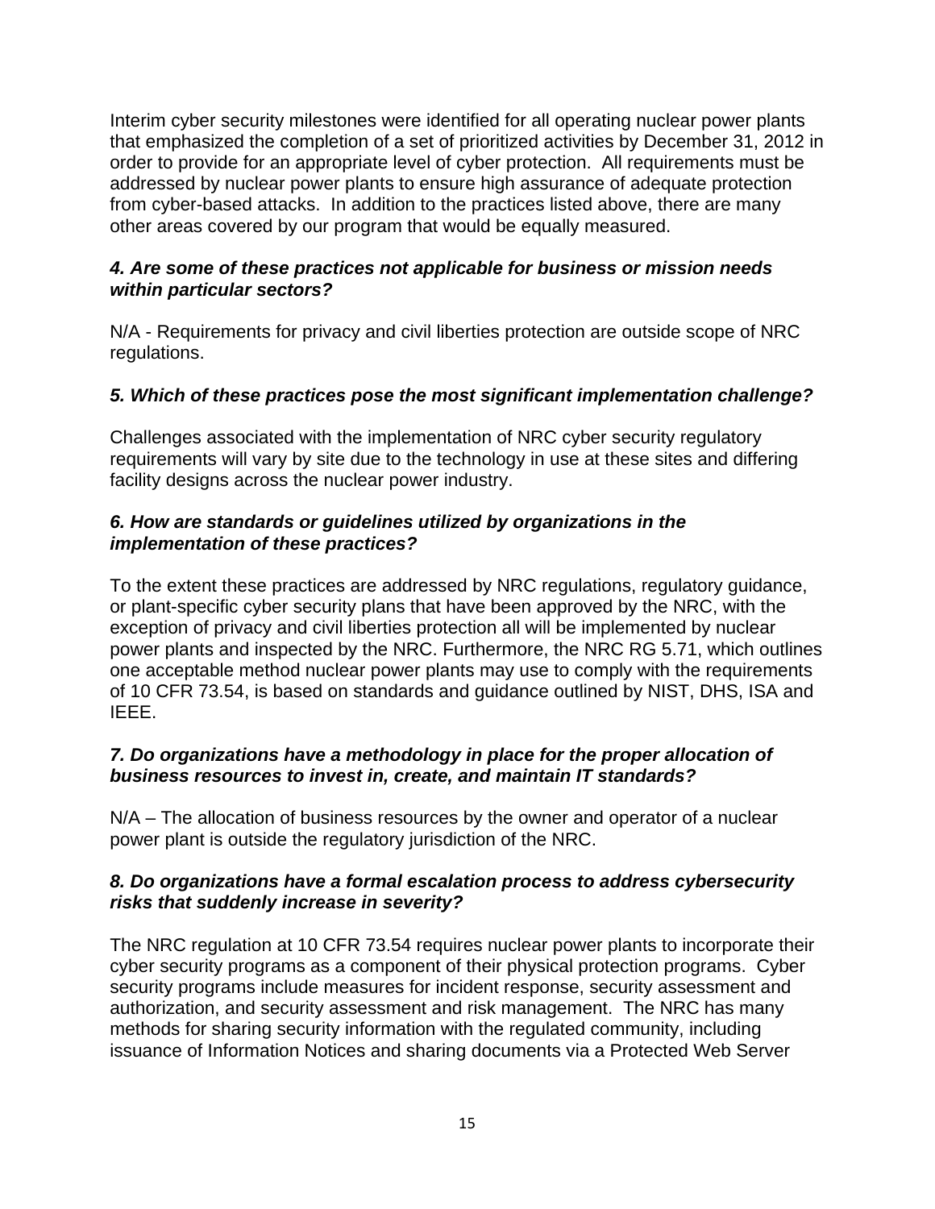Interim cyber security milestones were identified for all operating nuclear power plants that emphasized the completion of a set of prioritized activities by December 31, 2012 in order to provide for an appropriate level of cyber protection. All requirements must be addressed by nuclear power plants to ensure high assurance of adequate protection from cyber-based attacks. In addition to the practices listed above, there are many other areas covered by our program that would be equally measured.

***4. Are some of these practices not applicable for business or mission needs within particular sectors?***

N/A - Requirements for privacy and civil liberties protection are outside scope of NRC regulations.

***5. Which of these practices pose the most significant implementation challenge?***

Challenges associated with the implementation of NRC cyber security regulatory requirements will vary by site due to the technology in use at these sites and differing facility designs across the nuclear power industry.

***6. How are standards or guidelines utilized by organizations in the implementation of these practices?***

To the extent these practices are addressed by NRC regulations, regulatory guidance, or plant-specific cyber security plans that have been approved by the NRC, with the exception of privacy and civil liberties protection all will be implemented by nuclear power plants and inspected by the NRC. Furthermore, the NRC RG 5.71, which outlines one acceptable method nuclear power plants may use to comply with the requirements of 10 CFR 73.54, is based on standards and guidance outlined by NIST, DHS, ISA and IEEE.

***7. Do organizations have a methodology in place for the proper allocation of business resources to invest in, create, and maintain IT standards?***

N/A – The allocation of business resources by the owner and operator of a nuclear power plant is outside the regulatory jurisdiction of the NRC.

***8. Do organizations have a formal escalation process to address cybersecurity risks that suddenly increase in severity?***

The NRC regulation at 10 CFR 73.54 requires nuclear power plants to incorporate their cyber security programs as a component of their physical protection programs. Cyber security programs include measures for incident response, security assessment and authorization, and security assessment and risk management. The NRC has many methods for sharing security information with the regulated community, including issuance of Information Notices and sharing documents via a Protected Web Server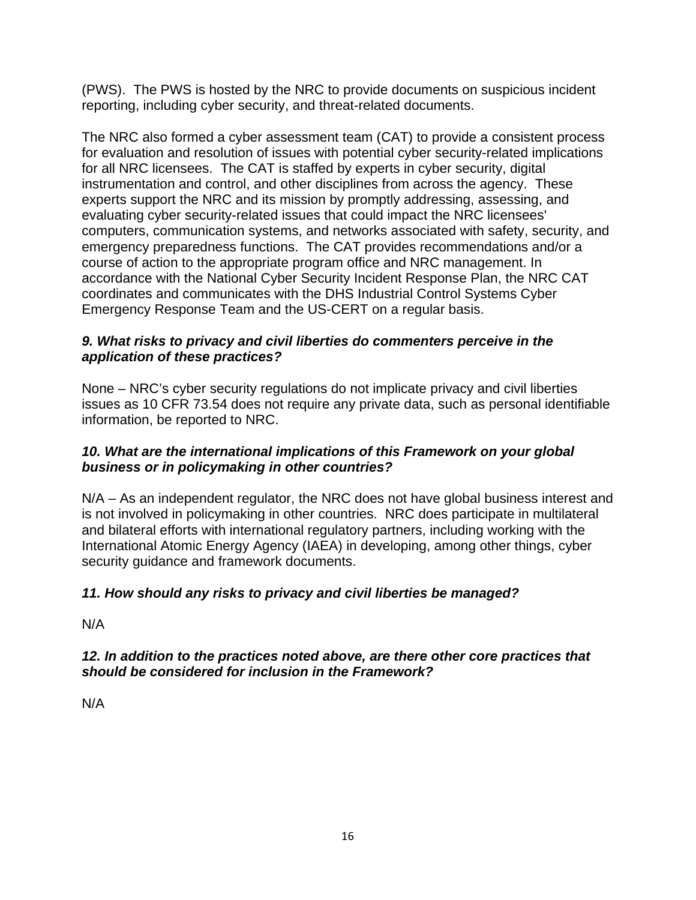(PWS). The PWS is hosted by the NRC to provide documents on suspicious incident reporting, including cyber security, and threat-related documents.

The NRC also formed a cyber assessment team (CAT) to provide a consistent process for evaluation and resolution of issues with potential cyber security-related implications for all NRC licensees. The CAT is staffed by experts in cyber security, digital instrumentation and control, and other disciplines from across the agency. These experts support the NRC and its mission by promptly addressing, assessing, and evaluating cyber security-related issues that could impact the NRC licensees' computers, communication systems, and networks associated with safety, security, and emergency preparedness functions. The CAT provides recommendations and/or a course of action to the appropriate program office and NRC management. In accordance with the National Cyber Security Incident Response Plan, the NRC CAT coordinates and communicates with the DHS Industrial Control Systems Cyber Emergency Response Team and the US-CERT on a regular basis.

***9. What risks to privacy and civil liberties do commenters perceive in the application of these practices?***

None – NRC's cyber security regulations do not implicate privacy and civil liberties issues as 10 CFR 73.54 does not require any private data, such as personal identifiable information, be reported to NRC.

***10. What are the international implications of this Framework on your global business or in policymaking in other countries?***

N/A – As an independent regulator, the NRC does not have global business interest and is not involved in policymaking in other countries. NRC does participate in multilateral and bilateral efforts with international regulatory partners, including working with the International Atomic Energy Agency (IAEA) in developing, among other things, cyber security guidance and framework documents.

***11. How should any risks to privacy and civil liberties be managed?***

N/A

***12. In addition to the practices noted above, are there other core practices that should be considered for inclusion in the Framework?***

N/A